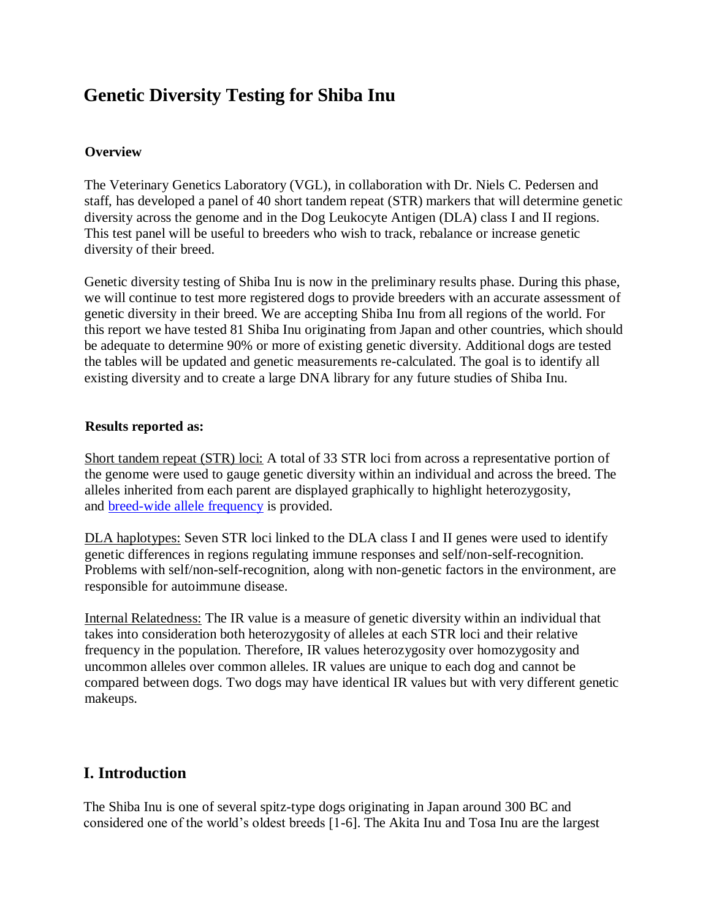# Genetic Diversity Testing for Shiba Inu

### Overview

The Veterinary Genetics Laboratory (VGL), in collaboration with Dr. Niels C. Pedersen and staff, has developed a panel of 40 short tandem repeat (STR) markers that will determine genetic diversity across the genome and in the Dog Leukocyte Antigen (DLA) class I and II regions. This test panel will be useful to breeders who wish to track, rebalance or increase genetic diversity of their breed.

Genetic diversity testing of Shiba Inu is now in the preliminary results phase. During this phase, we will continue to test more registered dogs to provide breeders with an accurate assessment of genetic diversity in their breed. We are accepting Shiba Inu from all regions of the world. For this report we have tested 81 Shiba Inu originating from Japan and other countries, which should be adequate to determine 90% or more of existing genetic diversity. Additional dogs are tested the tables will be updated and genetic measurements re-calculated. The goal is to identify all existing diversity and to create a large DNA library for any future studies of Shiba Inu.

### Results reported as:

Short tandem repeat (STR) loci: A total of 33 STR loci from across a representative portion of the genome were used to gauge genetic diversity within an individual and across the breed. The alleles inherited from each parent are displayed graphically to highlight heterozygosity, and breed-wide allele frequency is provided.

DLA haplotypes: Seven STR loci linked to the DLA class I and II genes were used to identify genetic differences in regions regulating immune responses and self/non-self-recognition. Problems with self/non-self-recognition, along with non-genetic factors in the environment, are responsible for autoimmune disease.

Internal Relatedness: The IR value is a measure of genetic diversity within an individual that takes into consideration both heterozygosity of alleles at each STR loci and their relative frequency in the population. Therefore, IR values heterozygosity over homozygosity and uncommon alleles over common alleles. IR values are unique to each dog and cannot be compared between dogs. Two dogs may have identical IR values but with very different genetic makeups.

## I. Introduction

The Shiba Inu is one of several spitz-type dogs originating in Japan around 300 BC and considered one of the world's oldest breeds [1-6]. The Akita Inu and Tosa Inu are the largest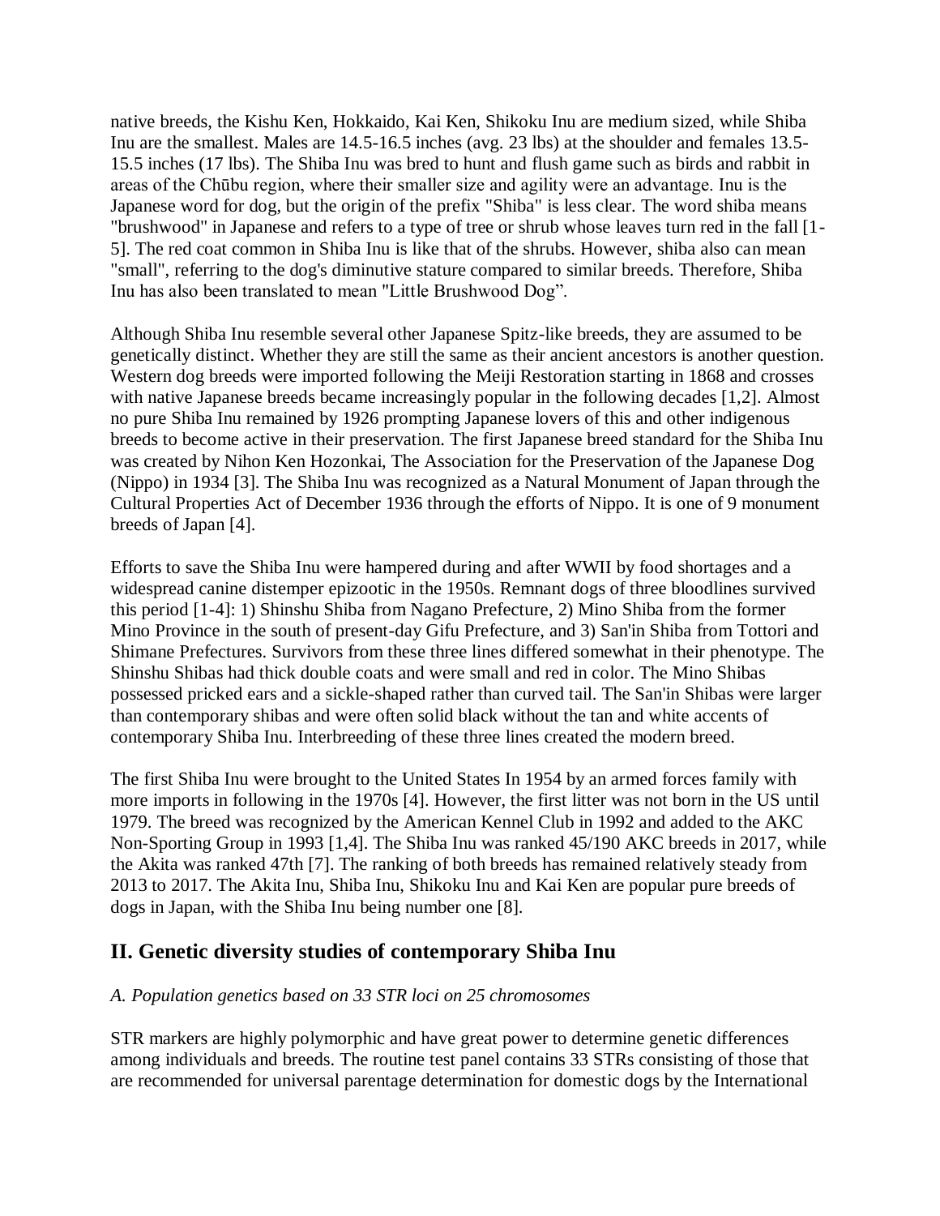native breeds, the Kishu Ken, Hokkaido, Kai Ken, Shikoku Inu are medium sized, while Shiba Inu are the smallest. Males are 14.5-16.5 inches (avg. 23 lbs) at the shoulder and females 13.5-15.5 inches (17 lbs). The Shiba Inu was bred to hunt and flush game such as birds and rabbit in areas of the Chūbu region, where their smaller size and agility were an advantage. Inu is the Japanese word for dog, but the origin of the prefix "Shiba" is less clear. The word shiba means "brushwood" in Japanese and refers to a type of tree or shrub whose leaves turn red in the fall [1-5]. The red coat common in Shiba Inu is like that of the shrubs. However, shiba also can mean "small", referring to the dog's diminutive stature compared to similar breeds. Therefore, Shiba Inu has also been translated to mean "Little Brushwood Dog".

Although Shiba Inu resemble several other Japanese Spitz-like breeds, they are assumed to be genetically distinct. Whether they are still the same as their ancient ancestors is another question. Western dog breeds were imported following the Meiji Restoration starting in 1868 and crosses with native Japanese breeds became increasingly popular in the following decades [1,2]. Almost no pure Shiba Inu remained by 1926 prompting Japanese lovers of this and other indigenous breeds to become active in their preservation. The first Japanese breed standard for the Shiba Inu was created by Nihon Ken Hozonkai, The Association for the Preservation of the Japanese Dog (Nippo) in 1934 [3]. The Shiba Inu was recognized as a Natural Monument of Japan through the Cultural Properties Act of December 1936 through the efforts of Nippo. It is one of 9 monument breeds of Japan [4].

Efforts to save the Shiba Inu were hampered during and after WWII by food shortages and a widespread canine distemper epizootic in the 1950s. Remnant dogs of three bloodlines survived this period [1-4]: 1) Shinshu Shiba from Nagano Prefecture, 2) Mino Shiba from the former Mino Province in the south of present-day Gifu Prefecture, and 3) San'in Shiba from Tottori and Shimane Prefectures. Survivors from these three lines differed somewhat in their phenotype. The Shinshu Shibas had thick double coats and were small and red in color. The Mino Shibas possessed pricked ears and a sickle-shaped rather than curved tail. The San'in Shibas were larger than contemporary shibas and were often solid black without the tan and white accents of contemporary Shiba Inu. Interbreeding of these three lines created the modern breed.

The first Shiba Inu were brought to the United States In 1954 by an armed forces family with more imports in following in the 1970s [4]. However, the first litter was not born in the US until 1979. The breed was recognized by the American Kennel Club in 1992 and added to the AKC Non-Sporting Group in 1993 [1,4]. The Shiba Inu was ranked 45/190 AKC breeds in 2017, while the Akita was ranked 47th [7]. The ranking of both breeds has remained relatively steady from 2013 to 2017. The Akita Inu, Shiba Inu, Shikoku Inu and Kai Ken are popular pure breeds of dogs in Japan, with the Shiba Inu being number one [8].

## II. Genetic diversity studies of contemporary Shiba Inu

*A. Population genetics based on 33 STR loci on 25 chromosomes*

STR markers are highly polymorphic and have great power to determine genetic differences among individuals and breeds. The routine test panel contains 33 STRs consisting of those that are recommended for universal parentage determination for domestic dogs by the International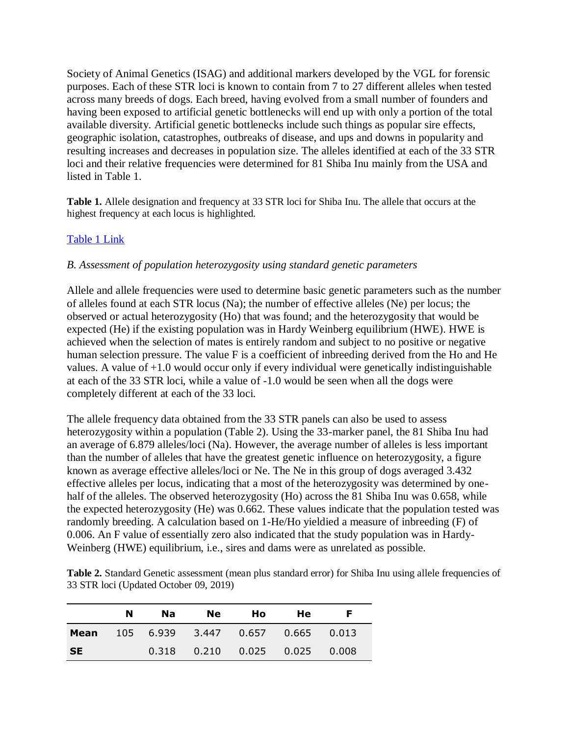Society of Animal Genetics (ISAG) and additional markers developed by the VGL for forensic purposes. Each of these STR loci is known to contain from 7 to 27 different alleles when tested across many breeds of dogs. Each breed, having evolved from a small number of founders and having been exposed to artificial genetic bottlenecks will end up with only a portion of the total available diversity. Artificial genetic bottlenecks include such things as popular sire effects, geographic isolation, catastrophes, outbreaks of disease, and ups and downs in popularity and resulting increases and decreases in population size. The alleles identified at each of the 33 STR loci and their relative frequencies were determined for 81 Shiba Inu mainly from the USA and listed in Table 1.

**Table 1.** Allele designation and frequency at 33 STR loci for Shiba Inu. The allele that occurs at the highest frequency at each locus is highlighted.

[Table 1 Link]

*B. Assessment of population heterozygosity using standard genetic parameters*

Allele and allele frequencies were used to determine basic genetic parameters such as the number of alleles found at each STR locus (Na); the number of effective alleles (Ne) per locus; the observed or actual heterozygosity (Ho) that was found; and the heterozygosity that would be expected (He) if the existing population was in Hardy Weinberg equilibrium (HWE). HWE is achieved when the selection of mates is entirely random and subject to no positive or negative human selection pressure. The value F is a coefficient of inbreeding derived from the Ho and He values. A value of +1.0 would occur only if every individual were genetically indistinguishable at each of the 33 STR loci, while a value of -1.0 would be seen when all the dogs were completely different at each of the 33 loci.

The allele frequency data obtained from the 33 STR panels can also be used to assess heterozygosity within a population (Table 2). Using the 33-marker panel, the 81 Shiba Inu had an average of 6.879 alleles/loci (Na). However, the average number of alleles is less important than the number of alleles that have the greatest genetic influence on heterozygosity, a figure known as average effective alleles/loci or Ne. The Ne in this group of dogs averaged 3.432 effective alleles per locus, indicating that a most of the heterozygosity was determined by one-half of the alleles. The observed heterozygosity (Ho) across the 81 Shiba Inu was 0.658, while the expected heterozygosity (He) was 0.662. These values indicate that the population tested was randomly breeding. A calculation based on 1-He/Ho yieldied a measure of inbreeding (F) of 0.006. An F value of essentially zero also indicated that the study population was in Hardy-Weinberg (HWE) equilibrium, i.e., sires and dams were as unrelated as possible.

**Table 2.** Standard Genetic assessment (mean plus standard error) for Shiba Inu using allele frequencies of 33 STR loci (Updated October 09, 2019)

| | N | Na | Ne | Ho | He | F |
|---|---|---|---|---|---|---|
| **Mean** | 105 | 6.939 | 3.447 | 0.657 | 0.665 | 0.013 |
| **SE** | | 0.318 | 0.210 | 0.025 | 0.025 | 0.008 |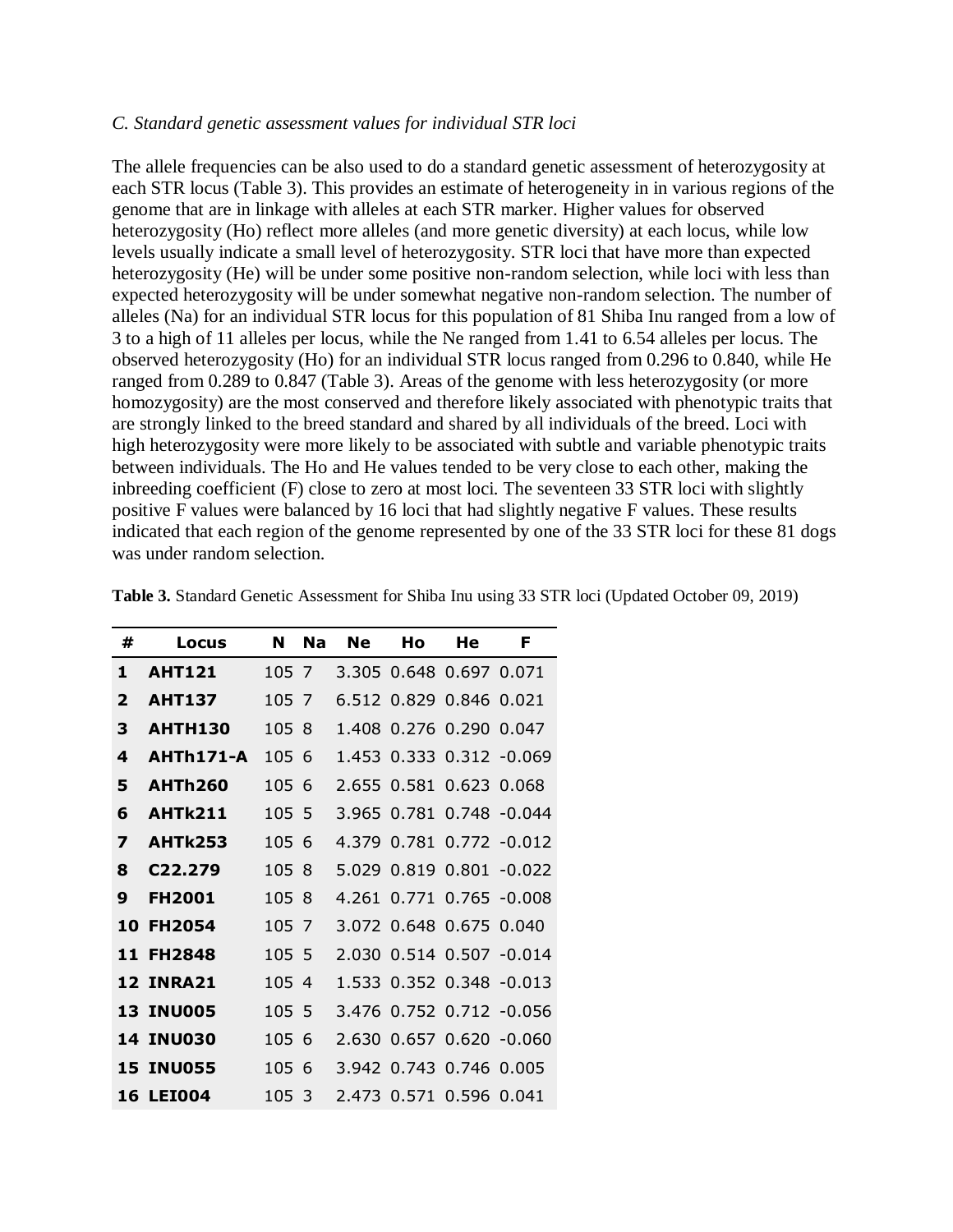*C. Standard genetic assessment values for individual STR loci*

The allele frequencies can be also used to do a standard genetic assessment of heterozygosity at each STR locus (Table 3). This provides an estimate of heterogeneity in in various regions of the genome that are in linkage with alleles at each STR marker. Higher values for observed heterozygosity (Ho) reflect more alleles (and more genetic diversity) at each locus, while low levels usually indicate a small level of heterozygosity. STR loci that have more than expected heterozygosity (He) will be under some positive non-random selection, while loci with less than expected heterozygosity will be under somewhat negative non-random selection. The number of alleles (Na) for an individual STR locus for this population of 81 Shiba Inu ranged from a low of 3 to a high of 11 alleles per locus, while the Ne ranged from 1.41 to 6.54 alleles per locus. The observed heterozygosity (Ho) for an individual STR locus ranged from 0.296 to 0.840, while He ranged from 0.289 to 0.847 (Table 3). Areas of the genome with less heterozygosity (or more homozygosity) are the most conserved and therefore likely associated with phenotypic traits that are strongly linked to the breed standard and shared by all individuals of the breed. Loci with high heterozygosity were more likely to be associated with subtle and variable phenotypic traits between individuals. The Ho and He values tended to be very close to each other, making the inbreeding coefficient (F) close to zero at most loci. The seventeen 33 STR loci with slightly positive F values were balanced by 16 loci that had slightly negative F values. These results indicated that each region of the genome represented by one of the 33 STR loci for these 81 dogs was under random selection.

**Table 3.** Standard Genetic Assessment for Shiba Inu using 33 STR loci (Updated October 09, 2019)

| # | Locus | N | Na | Ne | Ho | He | F |
|---|---|---|---|---|---|---|---|
| 1 | AHT121 | 105 | 7 | 3.305 | 0.648 | 0.697 | 0.071 |
| 2 | AHT137 | 105 | 7 | 6.512 | 0.829 | 0.846 | 0.021 |
| 3 | AHTH130 | 105 | 8 | 1.408 | 0.276 | 0.290 | 0.047 |
| 4 | AHTh171-A | 105 | 6 | 1.453 | 0.333 | 0.312 | -0.069 |
| 5 | AHTh260 | 105 | 6 | 2.655 | 0.581 | 0.623 | 0.068 |
| 6 | AHTk211 | 105 | 5 | 3.965 | 0.781 | 0.748 | -0.044 |
| 7 | AHTk253 | 105 | 6 | 4.379 | 0.781 | 0.772 | -0.012 |
| 8 | C22.279 | 105 | 8 | 5.029 | 0.819 | 0.801 | -0.022 |
| 9 | FH2001 | 105 | 8 | 4.261 | 0.771 | 0.765 | -0.008 |
| 10 | FH2054 | 105 | 7 | 3.072 | 0.648 | 0.675 | 0.040 |
| 11 | FH2848 | 105 | 5 | 2.030 | 0.514 | 0.507 | -0.014 |
| 12 | INRA21 | 105 | 4 | 1.533 | 0.352 | 0.348 | -0.013 |
| 13 | INU005 | 105 | 5 | 3.476 | 0.752 | 0.712 | -0.056 |
| 14 | INU030 | 105 | 6 | 2.630 | 0.657 | 0.620 | -0.060 |
| 15 | INU055 | 105 | 6 | 3.942 | 0.743 | 0.746 | 0.005 |
| 16 | LEI004 | 105 | 3 | 2.473 | 0.571 | 0.596 | 0.041 |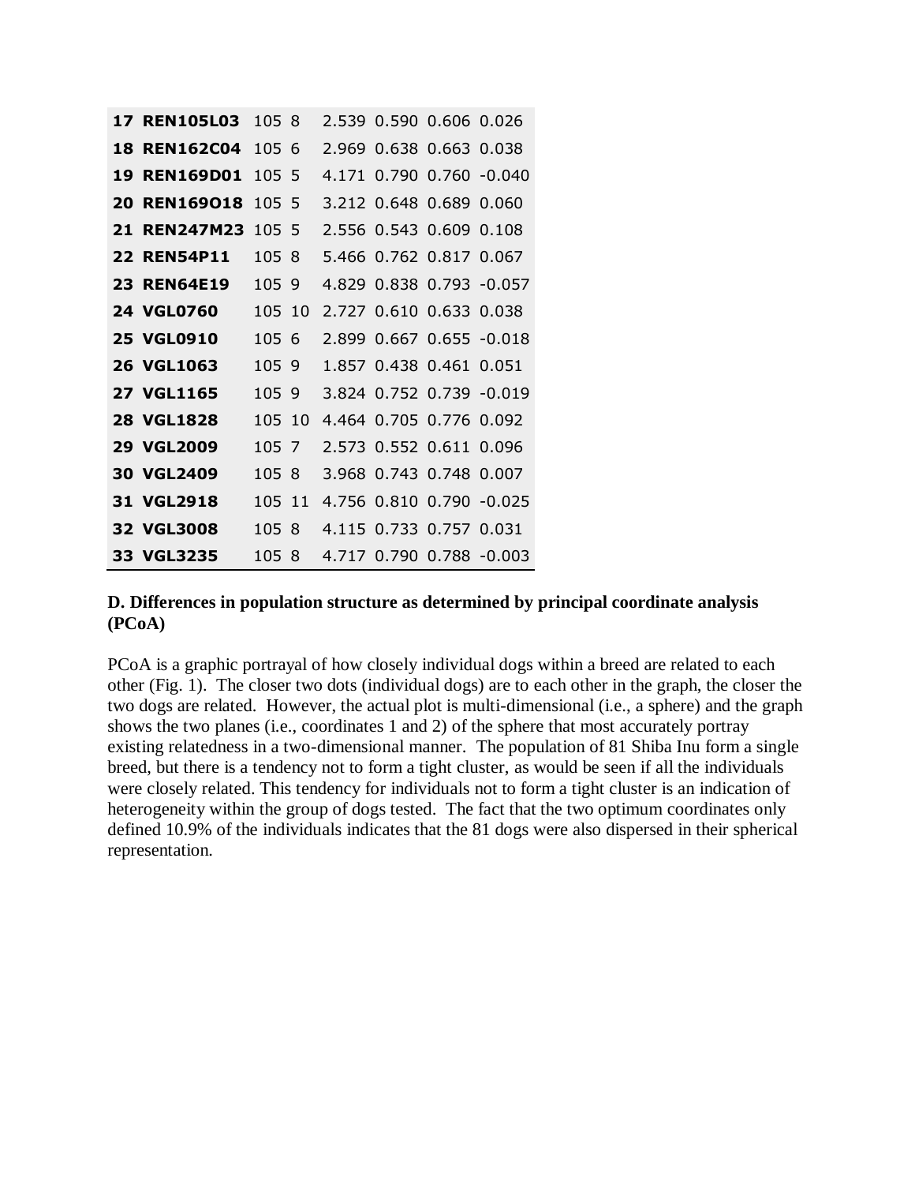| | | | | | | | |
|---|---|---|---|---|---|---|---|
| **17** | **REN105L03** | 105 | 8 | 2.539 | 0.590 | 0.606 | 0.026 |
| **18** | **REN162C04** | 105 | 6 | 2.969 | 0.638 | 0.663 | 0.038 |
| **19** | **REN169D01** | 105 | 5 | 4.171 | 0.790 | 0.760 | -0.040 |
| **20** | **REN169O18** | 105 | 5 | 3.212 | 0.648 | 0.689 | 0.060 |
| **21** | **REN247M23** | 105 | 5 | 2.556 | 0.543 | 0.609 | 0.108 |
| **22** | **REN54P11** | 105 | 8 | 5.466 | 0.762 | 0.817 | 0.067 |
| **23** | **REN64E19** | 105 | 9 | 4.829 | 0.838 | 0.793 | -0.057 |
| **24** | **VGL0760** | 105 | 10 | 2.727 | 0.610 | 0.633 | 0.038 |
| **25** | **VGL0910** | 105 | 6 | 2.899 | 0.667 | 0.655 | -0.018 |
| **26** | **VGL1063** | 105 | 9 | 1.857 | 0.438 | 0.461 | 0.051 |
| **27** | **VGL1165** | 105 | 9 | 3.824 | 0.752 | 0.739 | -0.019 |
| **28** | **VGL1828** | 105 | 10 | 4.464 | 0.705 | 0.776 | 0.092 |
| **29** | **VGL2009** | 105 | 7 | 2.573 | 0.552 | 0.611 | 0.096 |
| **30** | **VGL2409** | 105 | 8 | 3.968 | 0.743 | 0.748 | 0.007 |
| **31** | **VGL2918** | 105 | 11 | 4.756 | 0.810 | 0.790 | -0.025 |
| **32** | **VGL3008** | 105 | 8 | 4.115 | 0.733 | 0.757 | 0.031 |
| **33** | **VGL3235** | 105 | 8 | 4.717 | 0.790 | 0.788 | -0.003 |

### D. Differences in population structure as determined by principal coordinate analysis (PCoA)

PCoA is a graphic portrayal of how closely individual dogs within a breed are related to each other (Fig. 1). The closer two dots (individual dogs) are to each other in the graph, the closer the two dogs are related. However, the actual plot is multi-dimensional (i.e., a sphere) and the graph shows the two planes (i.e., coordinates 1 and 2) of the sphere that most accurately portray existing relatedness in a two-dimensional manner. The population of 81 Shiba Inu form a single breed, but there is a tendency not to form a tight cluster, as would be seen if all the individuals were closely related. This tendency for individuals not to form a tight cluster is an indication of heterogeneity within the group of dogs tested. The fact that the two optimum coordinates only defined 10.9% of the individuals indicates that the 81 dogs were also dispersed in their spherical representation.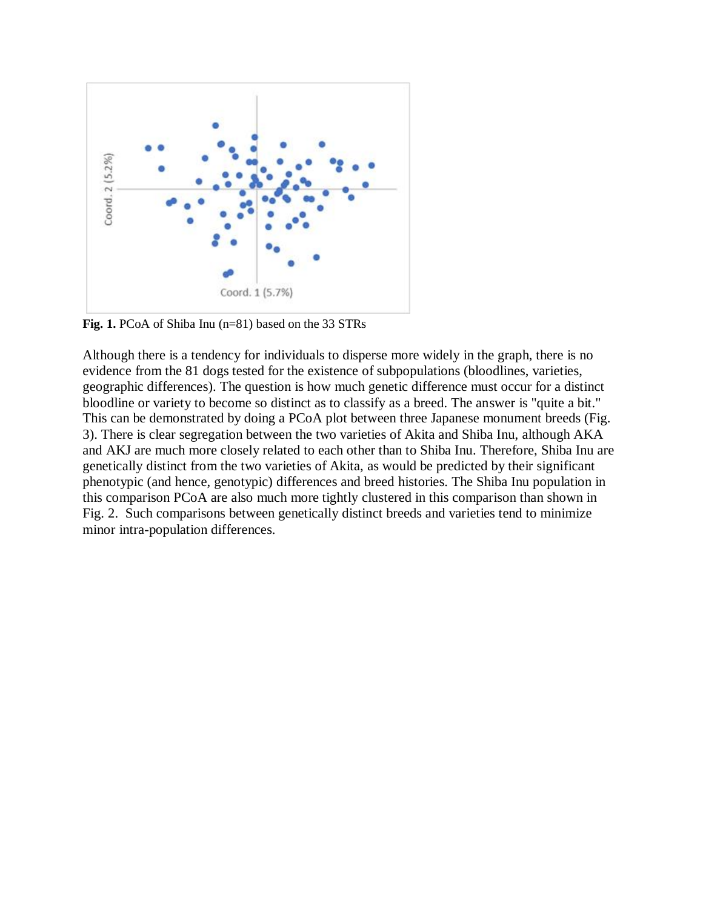**Fig. 1.** PCoA of Shiba Inu (n=81) based on the 33 STRs

Although there is a tendency for individuals to disperse more widely in the graph, there is no evidence from the 81 dogs tested for the existence of subpopulations (bloodlines, varieties, geographic differences). The question is how much genetic difference must occur for a distinct bloodline or variety to become so distinct as to classify as a breed. The answer is "quite a bit." This can be demonstrated by doing a PCoA plot between three Japanese monument breeds (Fig. 3). There is clear segregation between the two varieties of Akita and Shiba Inu, although AKA and AKJ are much more closely related to each other than to Shiba Inu. Therefore, Shiba Inu are genetically distinct from the two varieties of Akita, as would be predicted by their significant phenotypic (and hence, genotypic) differences and breed histories. The Shiba Inu population in this comparison PCoA are also much more tightly clustered in this comparison than shown in Fig. 2. Such comparisons between genetically distinct breeds and varieties tend to minimize minor intra-population differences.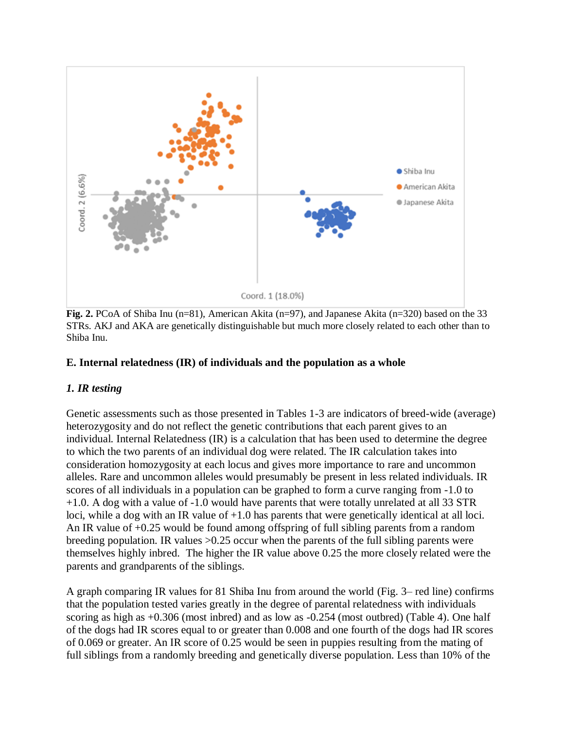**Fig. 2.** PCoA of Shiba Inu (n=81), American Akita (n=97), and Japanese Akita (n=320) based on the 33 STRs. AKJ and AKA are genetically distinguishable but much more closely related to each other than to Shiba Inu.

### E. Internal relatedness (IR) of individuals and the population as a whole

#### *1. IR testing*

Genetic assessments such as those presented in Tables 1-3 are indicators of breed-wide (average) heterozygosity and do not reflect the genetic contributions that each parent gives to an individual. Internal Relatedness (IR) is a calculation that has been used to determine the degree to which the two parents of an individual dog were related. The IR calculation takes into consideration homozygosity at each locus and gives more importance to rare and uncommon alleles. Rare and uncommon alleles would presumably be present in less related individuals. IR scores of all individuals in a population can be graphed to form a curve ranging from -1.0 to +1.0. A dog with a value of -1.0 would have parents that were totally unrelated at all 33 STR loci, while a dog with an IR value of +1.0 has parents that were genetically identical at all loci. An IR value of +0.25 would be found among offspring of full sibling parents from a random breeding population. IR values >0.25 occur when the parents of the full sibling parents were themselves highly inbred. The higher the IR value above 0.25 the more closely related were the parents and grandparents of the siblings.

A graph comparing IR values for 81 Shiba Inu from around the world (Fig. 3– red line) confirms that the population tested varies greatly in the degree of parental relatedness with individuals scoring as high as +0.306 (most inbred) and as low as -0.254 (most outbred) (Table 4). One half of the dogs had IR scores equal to or greater than 0.008 and one fourth of the dogs had IR scores of 0.069 or greater. An IR score of 0.25 would be seen in puppies resulting from the mating of full siblings from a randomly breeding and genetically diverse population. Less than 10% of the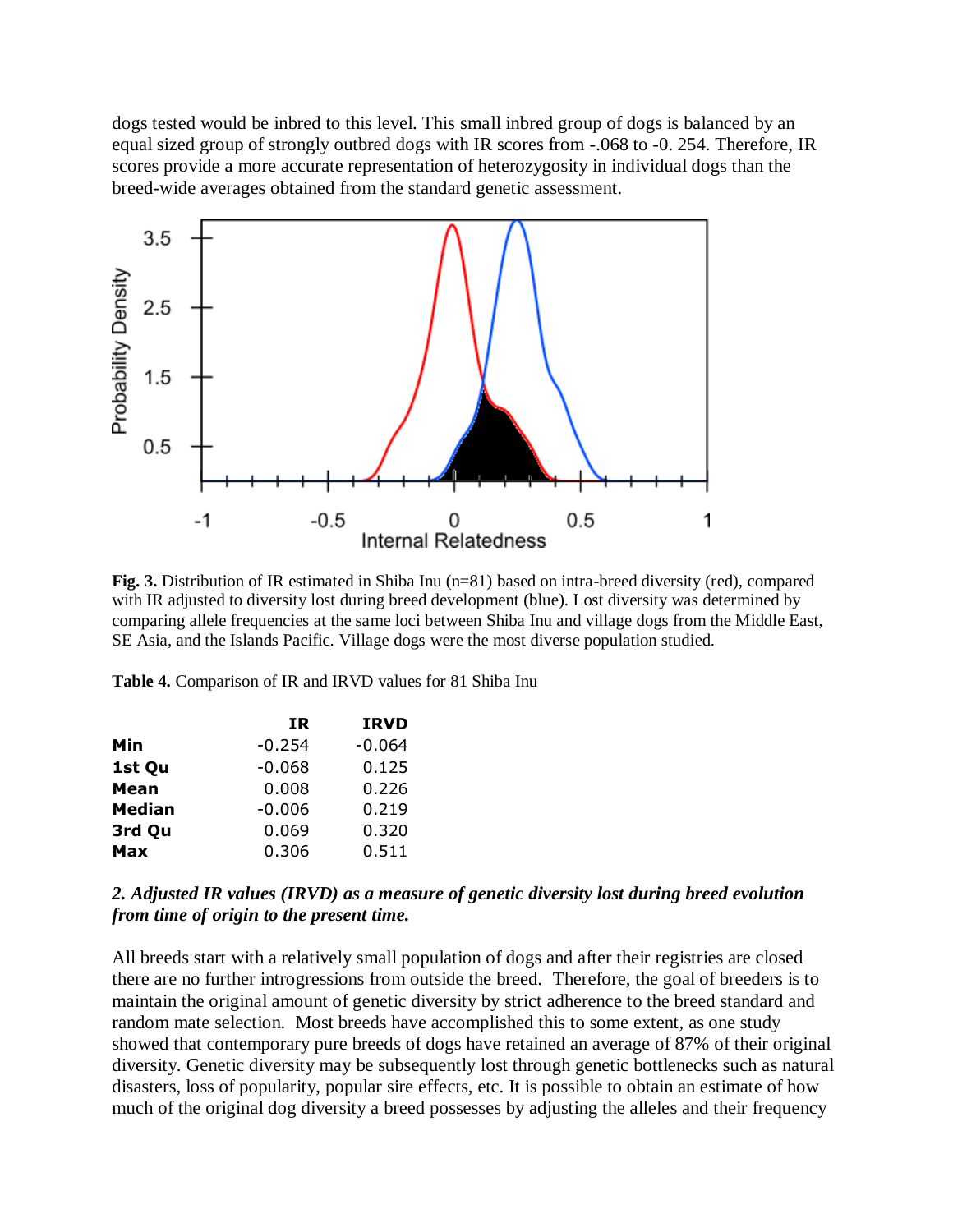dogs tested would be inbred to this level. This small inbred group of dogs is balanced by an equal sized group of strongly outbred dogs with IR scores from -.068 to -0. 254. Therefore, IR scores provide a more accurate representation of heterozygosity in individual dogs than the breed-wide averages obtained from the standard genetic assessment.

**Fig. 3.** Distribution of IR estimated in Shiba Inu (n=81) based on intra-breed diversity (red), compared with IR adjusted to diversity lost during breed development (blue). Lost diversity was determined by comparing allele frequencies at the same loci between Shiba Inu and village dogs from the Middle East, SE Asia, and the Islands Pacific. Village dogs were the most diverse population studied.

**Table 4.** Comparison of IR and IRVD values for 81 Shiba Inu

| | IR | IRVD |
|---|---|---|
| **Min** | -0.254 | -0.064 |
| **1st Qu** | -0.068 | 0.125 |
| **Mean** | 0.008 | 0.226 |
| **Median** | -0.006 | 0.219 |
| **3rd Qu** | 0.069 | 0.320 |
| **Max** | 0.306 | 0.511 |

### *2. Adjusted IR values (IRVD) as a measure of genetic diversity lost during breed evolution from time of origin to the present time.*

All breeds start with a relatively small population of dogs and after their registries are closed there are no further introgressions from outside the breed. Therefore, the goal of breeders is to maintain the original amount of genetic diversity by strict adherence to the breed standard and random mate selection. Most breeds have accomplished this to some extent, as one study showed that contemporary pure breeds of dogs have retained an average of 87% of their original diversity. Genetic diversity may be subsequently lost through genetic bottlenecks such as natural disasters, loss of popularity, popular sire effects, etc. It is possible to obtain an estimate of how much of the original dog diversity a breed possesses by adjusting the alleles and their frequency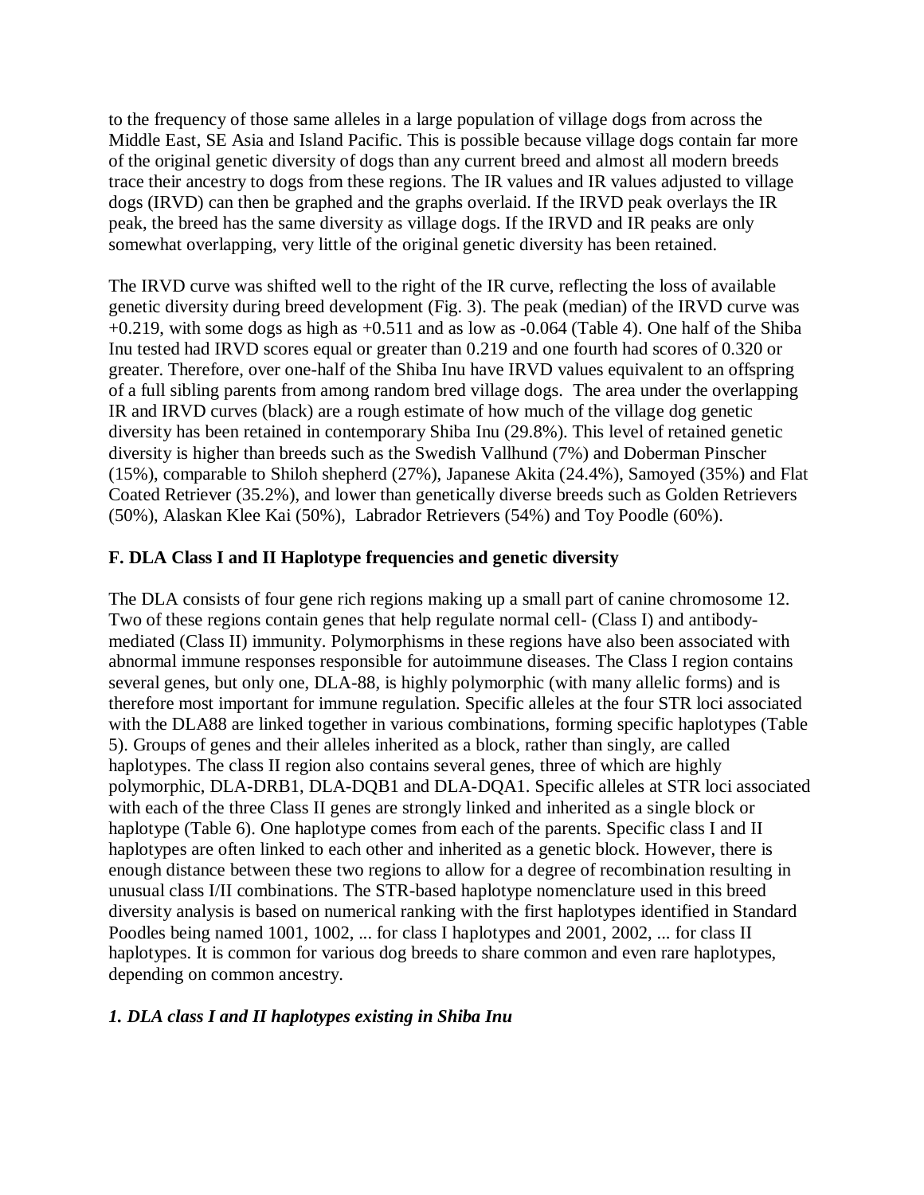to the frequency of those same alleles in a large population of village dogs from across the Middle East, SE Asia and Island Pacific. This is possible because village dogs contain far more of the original genetic diversity of dogs than any current breed and almost all modern breeds trace their ancestry to dogs from these regions. The IR values and IR values adjusted to village dogs (IRVD) can then be graphed and the graphs overlaid. If the IRVD peak overlays the IR peak, the breed has the same diversity as village dogs. If the IRVD and IR peaks are only somewhat overlapping, very little of the original genetic diversity has been retained.

The IRVD curve was shifted well to the right of the IR curve, reflecting the loss of available genetic diversity during breed development (Fig. 3). The peak (median) of the IRVD curve was +0.219, with some dogs as high as +0.511 and as low as -0.064 (Table 4). One half of the Shiba Inu tested had IRVD scores equal or greater than 0.219 and one fourth had scores of 0.320 or greater. Therefore, over one-half of the Shiba Inu have IRVD values equivalent to an offspring of a full sibling parents from among random bred village dogs. The area under the overlapping IR and IRVD curves (black) are a rough estimate of how much of the village dog genetic diversity has been retained in contemporary Shiba Inu (29.8%). This level of retained genetic diversity is higher than breeds such as the Swedish Vallhund (7%) and Doberman Pinscher (15%), comparable to Shiloh shepherd (27%), Japanese Akita (24.4%), Samoyed (35%) and Flat Coated Retriever (35.2%), and lower than genetically diverse breeds such as Golden Retrievers (50%), Alaskan Klee Kai (50%), Labrador Retrievers (54%) and Toy Poodle (60%).

### F. DLA Class I and II Haplotype frequencies and genetic diversity

The DLA consists of four gene rich regions making up a small part of canine chromosome 12. Two of these regions contain genes that help regulate normal cell- (Class I) and antibody-mediated (Class II) immunity. Polymorphisms in these regions have also been associated with abnormal immune responses responsible for autoimmune diseases. The Class I region contains several genes, but only one, DLA-88, is highly polymorphic (with many allelic forms) and is therefore most important for immune regulation. Specific alleles at the four STR loci associated with the DLA88 are linked together in various combinations, forming specific haplotypes (Table 5). Groups of genes and their alleles inherited as a block, rather than singly, are called haplotypes. The class II region also contains several genes, three of which are highly polymorphic, DLA-DRB1, DLA-DQB1 and DLA-DQA1. Specific alleles at STR loci associated with each of the three Class II genes are strongly linked and inherited as a single block or haplotype (Table 6). One haplotype comes from each of the parents. Specific class I and II haplotypes are often linked to each other and inherited as a genetic block. However, there is enough distance between these two regions to allow for a degree of recombination resulting in unusual class I/II combinations. The STR-based haplotype nomenclature used in this breed diversity analysis is based on numerical ranking with the first haplotypes identified in Standard Poodles being named 1001, 1002, ... for class I haplotypes and 2001, 2002, ... for class II haplotypes. It is common for various dog breeds to share common and even rare haplotypes, depending on common ancestry.

#### *1. DLA class I and II haplotypes existing in Shiba Inu*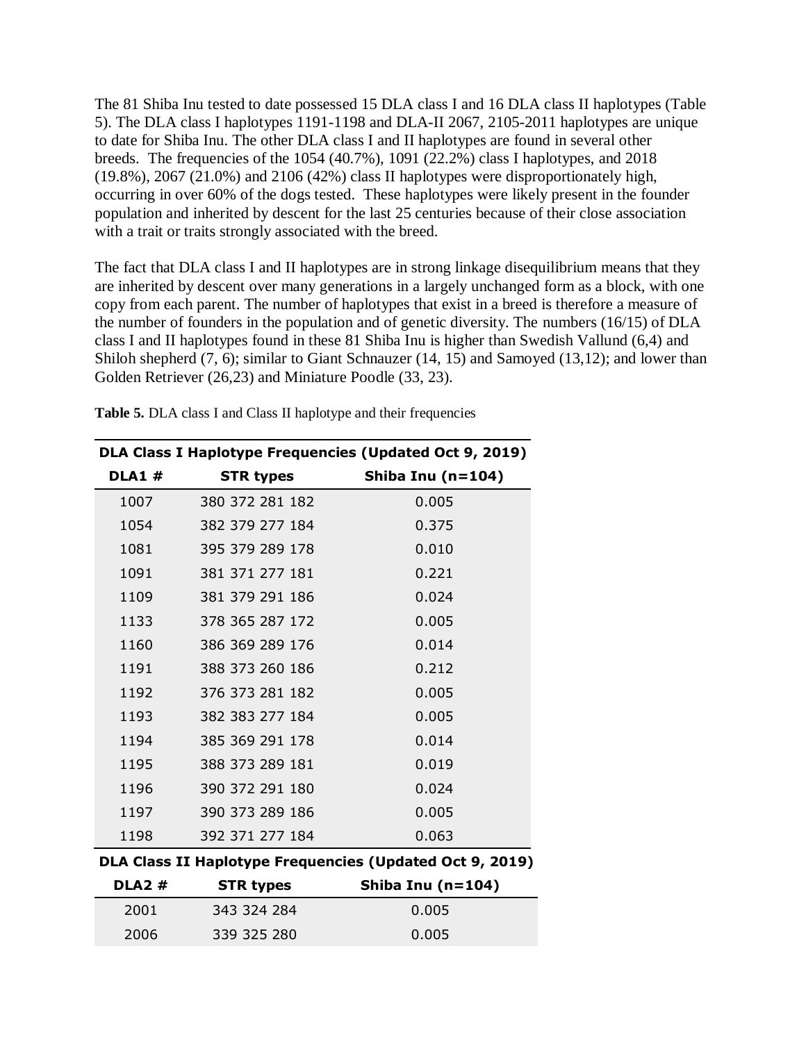The 81 Shiba Inu tested to date possessed 15 DLA class I and 16 DLA class II haplotypes (Table 5). The DLA class I haplotypes 1191-1198 and DLA-II 2067, 2105-2011 haplotypes are unique to date for Shiba Inu. The other DLA class I and II haplotypes are found in several other breeds. The frequencies of the 1054 (40.7%), 1091 (22.2%) class I haplotypes, and 2018 (19.8%), 2067 (21.0%) and 2106 (42%) class II haplotypes were disproportionately high, occurring in over 60% of the dogs tested. These haplotypes were likely present in the founder population and inherited by descent for the last 25 centuries because of their close association with a trait or traits strongly associated with the breed.

The fact that DLA class I and II haplotypes are in strong linkage disequilibrium means that they are inherited by descent over many generations in a largely unchanged form as a block, with one copy from each parent. The number of haplotypes that exist in a breed is therefore a measure of the number of founders in the population and of genetic diversity. The numbers (16/15) of DLA class I and II haplotypes found in these 81 Shiba Inu is higher than Swedish Vallund (6,4) and Shiloh shepherd (7, 6); similar to Giant Schnauzer (14, 15) and Samoyed (13,12); and lower than Golden Retriever (26,23) and Miniature Poodle (33, 23).

**Table 5.** DLA class I and Class II haplotype and their frequencies

| DLA Class I Haplotype Frequencies (Updated Oct 9, 2019) | | |
|---|---|---|
| **DLA1 #** | **STR types** | **Shiba Inu (n=104)** |
| 1007 | 380 372 281 182 | 0.005 |
| 1054 | 382 379 277 184 | 0.375 |
| 1081 | 395 379 289 178 | 0.010 |
| 1091 | 381 371 277 181 | 0.221 |
| 1109 | 381 379 291 186 | 0.024 |
| 1133 | 378 365 287 172 | 0.005 |
| 1160 | 386 369 289 176 | 0.014 |
| 1191 | 388 373 260 186 | 0.212 |
| 1192 | 376 373 281 182 | 0.005 |
| 1193 | 382 383 277 184 | 0.005 |
| 1194 | 385 369 291 178 | 0.014 |
| 1195 | 388 373 289 181 | 0.019 |
| 1196 | 390 372 291 180 | 0.024 |
| 1197 | 390 373 289 186 | 0.005 |
| 1198 | 392 371 277 184 | 0.063 |

| DLA Class II Haplotype Frequencies (Updated Oct 9, 2019) | | |
|---|---|---|
| **DLA2 #** | **STR types** | **Shiba Inu (n=104)** |
| 2001 | 343 324 284 | 0.005 |
| 2006 | 339 325 280 | 0.005 |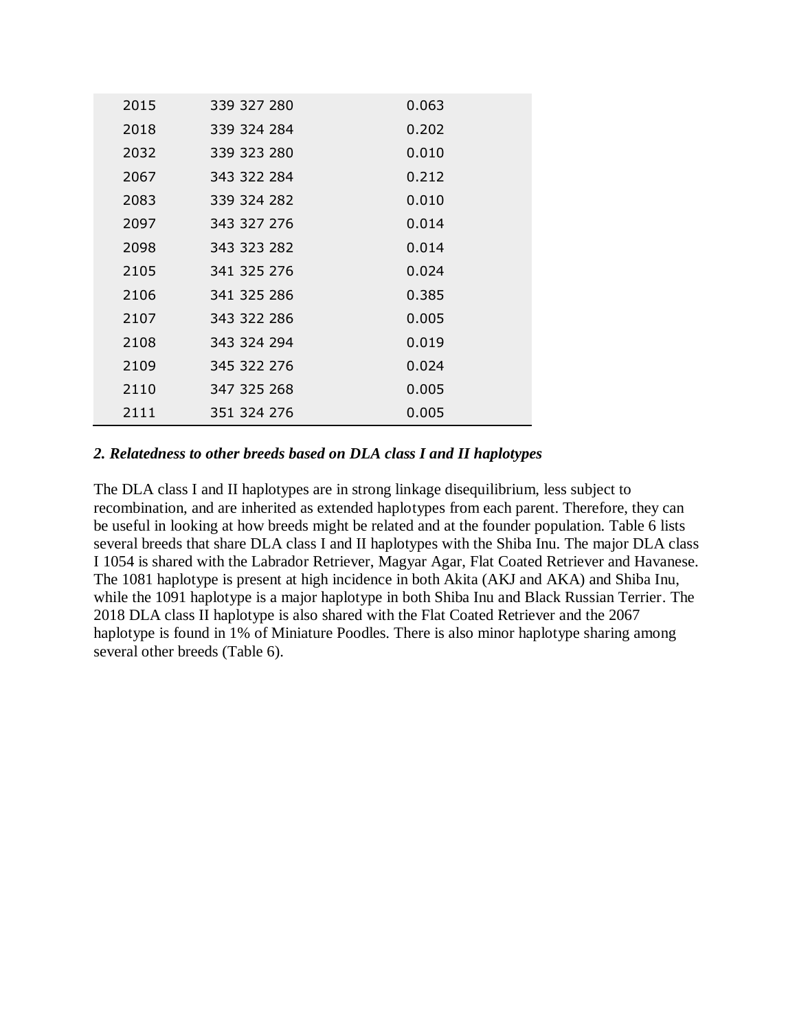| | | |
|---|---|---|
| 2015 | 339 327 280 | 0.063 |
| 2018 | 339 324 284 | 0.202 |
| 2032 | 339 323 280 | 0.010 |
| 2067 | 343 322 284 | 0.212 |
| 2083 | 339 324 282 | 0.010 |
| 2097 | 343 327 276 | 0.014 |
| 2098 | 343 323 282 | 0.014 |
| 2105 | 341 325 276 | 0.024 |
| 2106 | 341 325 286 | 0.385 |
| 2107 | 343 322 286 | 0.005 |
| 2108 | 343 324 294 | 0.019 |
| 2109 | 345 322 276 | 0.024 |
| 2110 | 347 325 268 | 0.005 |
| 2111 | 351 324 276 | 0.005 |

### *2. Relatedness to other breeds based on DLA class I and II haplotypes*

The DLA class I and II haplotypes are in strong linkage disequilibrium, less subject to recombination, and are inherited as extended haplotypes from each parent. Therefore, they can be useful in looking at how breeds might be related and at the founder population. Table 6 lists several breeds that share DLA class I and II haplotypes with the Shiba Inu. The major DLA class I 1054 is shared with the Labrador Retriever, Magyar Agar, Flat Coated Retriever and Havanese. The 1081 haplotype is present at high incidence in both Akita (AKJ and AKA) and Shiba Inu, while the 1091 haplotype is a major haplotype in both Shiba Inu and Black Russian Terrier. The 2018 DLA class II haplotype is also shared with the Flat Coated Retriever and the 2067 haplotype is found in 1% of Miniature Poodles. There is also minor haplotype sharing among several other breeds (Table 6).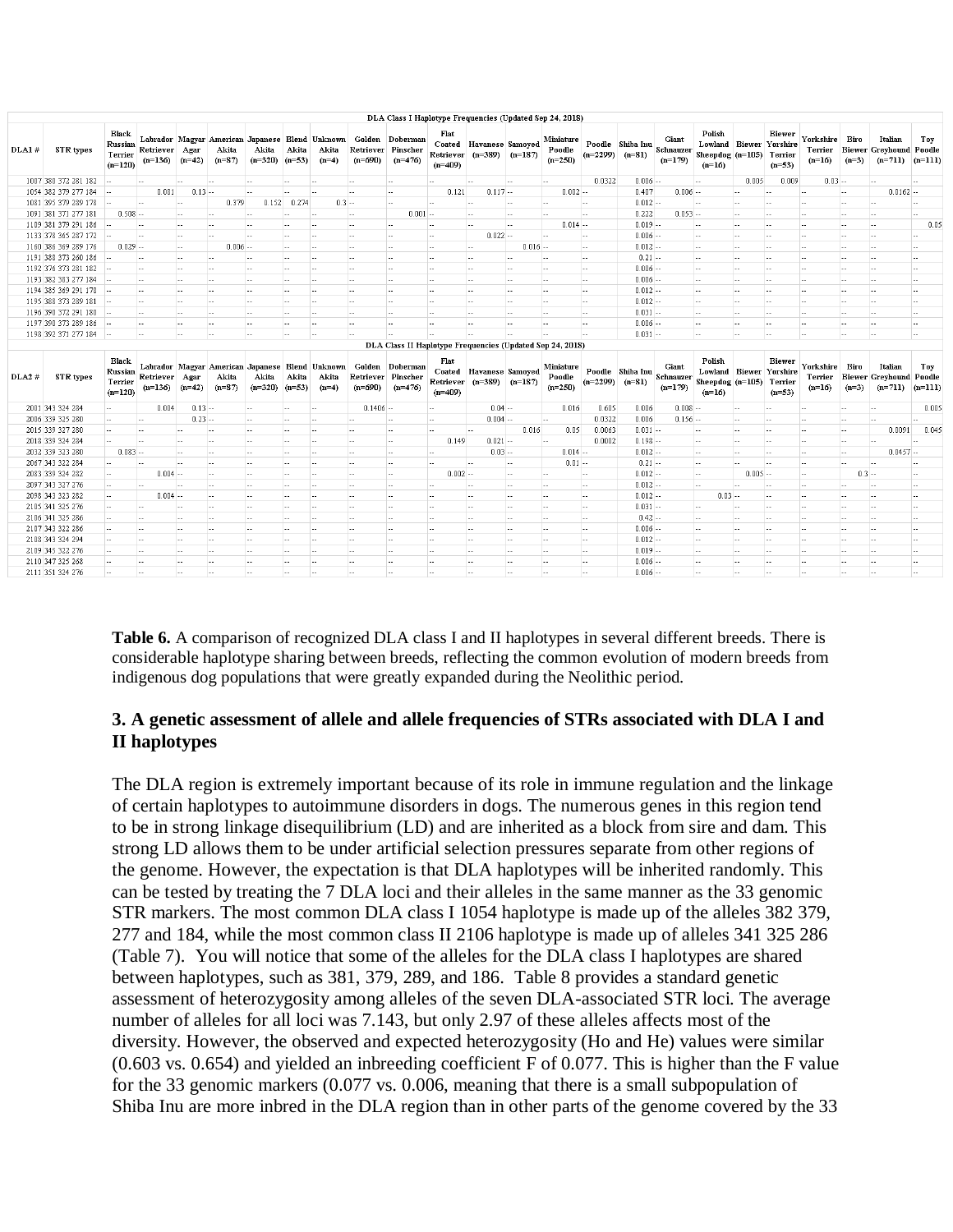**DLA Class I Haplotype Frequencies (Updated Sep 24, 2018)**

| DLA1 # | STR types | Black Russian Terrier (n=120) | Labrador Retriever (n=136) | Magyar Agar (n=42) | American Akita (n=87) | Japanese Akita (n=320) | Blend Akita (n=53) | Unknown Akita (n=4) | Golden Retriever (n=690) | Doberman Pinscher (n=476) | Flat Coated Retriever (n=409) | Havanese (n=389) | Samoyed (n=187) | Miniature Poodle (n=250) | Poodle (n=2299) | Shiba Inu (n=81) | Giant Schnauzer (n=179) | Polish Lowland Sheepdog (n=16) | Biewer (n=105) | Biewer Yorshire Terrier (n=53) | Yorkshire Terrier (n=16) | Biro Biewer (n=3) | Italian Greyhound (n=711) | Toy Poodle (n=111) |
|---|---|---|---|---|---|---|---|---|---|---|---|---|---|---|---|---|---|---|---|---|---|---|---|---|
| 1007 | 380 372 281 182 | -- | -- | -- | -- | -- | -- | -- | -- | -- | -- | -- | -- | -- | 0.0322 | 0.006 | -- | -- | 0.005 | 0.009 | 0.03 | -- | -- | -- |
| 1054 | 382 379 277 184 | -- | 0.081 | 0.13 | -- | -- | -- | -- | -- | -- | 0.121 | 0.117 | -- | 0.002 | -- | 0.407 | 0.006 | -- | -- | -- | -- | -- | 0.0162 | -- |
| 1081 | 395 379 289 178 | -- | -- | -- | 0.379 | 0.152 | 0.274 | 0.3 | -- | -- | -- | -- | -- | -- | -- | 0.012 | -- | -- | -- | -- | -- | -- | -- | -- |
| 1091 | 381 371 277 181 | 0.508 | -- | -- | -- | -- | -- | -- | -- | 0.001 | -- | -- | -- | -- | -- | 0.222 | 0.053 | -- | -- | -- | -- | -- | -- | -- |
| 1109 | 381 379 291 186 | -- | -- | -- | -- | -- | -- | -- | -- | -- | -- | -- | -- | 0.014 | -- | 0.019 | -- | -- | -- | -- | -- | -- | -- | 0.05 |
| 1133 | 378 365 287 172 | -- | -- | -- | -- | -- | -- | -- | -- | -- | -- | 0.022 | -- | -- | -- | 0.006 | -- | -- | -- | -- | -- | -- | -- | -- |
| 1160 | 386 369 289 176 | 0.029 | -- | -- | 0.006 | -- | -- | -- | -- | -- | -- | -- | 0.016 | -- | -- | 0.012 | -- | -- | -- | -- | -- | -- | -- | -- |
| 1191 | 388 373 260 186 | -- | -- | -- | -- | -- | -- | -- | -- | -- | -- | -- | -- | -- | -- | 0.21 | -- | -- | -- | -- | -- | -- | -- | -- |
| 1192 | 376 373 281 182 | -- | -- | -- | -- | -- | -- | -- | -- | -- | -- | -- | -- | -- | -- | 0.006 | -- | -- | -- | -- | -- | -- | -- | -- |
| 1193 | 382 383 277 184 | -- | -- | -- | -- | -- | -- | -- | -- | -- | -- | -- | -- | -- | -- | 0.006 | -- | -- | -- | -- | -- | -- | -- | -- |
| 1194 | 385 369 291 178 | -- | -- | -- | -- | -- | -- | -- | -- | -- | -- | -- | -- | -- | -- | 0.012 | -- | -- | -- | -- | -- | -- | -- | -- |
| 1195 | 388 373 289 181 | -- | -- | -- | -- | -- | -- | -- | -- | -- | -- | -- | -- | -- | -- | 0.012 | -- | -- | -- | -- | -- | -- | -- | -- |
| 1196 | 390 372 291 180 | -- | -- | -- | -- | -- | -- | -- | -- | -- | -- | -- | -- | -- | -- | 0.031 | -- | -- | -- | -- | -- | -- | -- | -- |
| 1197 | 390 373 289 186 | -- | -- | -- | -- | -- | -- | -- | -- | -- | -- | -- | -- | -- | -- | 0.006 | -- | -- | -- | -- | -- | -- | -- | -- |
| 1198 | 392 371 277 184 | -- | -- | -- | -- | -- | -- | -- | -- | -- | -- | -- | -- | -- | -- | 0.031 | -- | -- | -- | -- | -- | -- | -- | -- |

**DLA Class II Haplotype Frequencies (Updated Sep 24, 2018)**

| DLA2 # | STR types | Black Russian Terrier (n=120) | Labrador Retriever (n=136) | Magyar Agar (n=42) | American Akita (n=87) | Japanese Akita (n=320) | Blend Akita (n=53) | Unknown Akita (n=4) | Golden Retriever (n=690) | Doberman Pinscher (n=476) | Flat Coated Retriever (n=409) | Havanese (n=389) | Samoyed (n=187) | Miniature Poodle (n=250) | Poodle (n=2299) | Shiba Inu (n=81) | Giant Schnauzer (n=179) | Polish Lowland Sheepdog (n=16) | Biewer (n=105) | Biewer Yorshire Terrier (n=53) | Yorkshire Terrier (n=16) | Biro Biewer (n=3) | Italian Greyhound (n=711) | Toy Poodle (n=111) |
|---|---|---|---|---|---|---|---|---|---|---|---|---|---|---|---|---|---|---|---|---|---|---|---|---|
| 2001 | 343 324 284 | -- | 0.004 | 0.13 | -- | -- | -- | -- | 0.1406 | -- | -- | 0.04 | -- | 0.016 | 0.605 | 0.006 | 0.008 | -- | -- | -- | -- | -- | -- | 0.005 |
| 2006 | 339 325 280 | -- | -- | 0.23 | -- | -- | -- | -- | -- | -- | -- | 0.004 | -- | -- | 0.0322 | 0.006 | 0.156 | -- | -- | -- | -- | -- | -- | -- |
| 2015 | 339 327 280 | -- | -- | -- | -- | -- | -- | -- | -- | -- | -- | -- | 0.016 | 0.05 | 0.0063 | 0.031 | -- | -- | -- | -- | -- | -- | 0.0091 | 0.045 |
| 2018 | 339 324 284 | -- | -- | -- | -- | -- | -- | -- | -- | -- | 0.149 | 0.021 | -- | -- | 0.0002 | 0.198 | -- | -- | -- | -- | -- | -- | -- | -- |
| 2032 | 339 323 280 | 0.083 | -- | -- | -- | -- | -- | -- | -- | -- | -- | 0.03 | -- | 0.014 | -- | 0.012 | -- | -- | -- | -- | -- | -- | 0.0457 | -- |
| 2067 | 343 322 284 | -- | -- | -- | -- | -- | -- | -- | -- | -- | -- | -- | -- | 0.01 | -- | 0.21 | -- | -- | -- | -- | -- | -- | -- | -- |
| 2083 | 339 324 282 | -- | 0.004 | -- | -- | -- | -- | -- | -- | -- | 0.002 | -- | -- | -- | -- | 0.012 | -- | -- | 0.005 | -- | -- | 0.3 | -- | -- |
| 2097 | 343 327 276 | -- | -- | -- | -- | -- | -- | -- | -- | -- | -- | -- | -- | -- | -- | 0.012 | -- | -- | -- | -- | -- | -- | -- | -- |
| 2098 | 343 323 282 | -- | 0.004 | -- | -- | -- | -- | -- | -- | -- | -- | -- | -- | -- | -- | 0.012 | -- | 0.03 | -- | -- | -- | -- | -- | -- |
| 2105 | 341 325 276 | -- | -- | -- | -- | -- | -- | -- | -- | -- | -- | -- | -- | -- | -- | 0.031 | -- | -- | -- | -- | -- | -- | -- | -- |
| 2106 | 341 325 286 | -- | -- | -- | -- | -- | -- | -- | -- | -- | -- | -- | -- | -- | -- | 0.42 | -- | -- | -- | -- | -- | -- | -- | -- |
| 2107 | 343 322 286 | -- | -- | -- | -- | -- | -- | -- | -- | -- | -- | -- | -- | -- | -- | 0.006 | -- | -- | -- | -- | -- | -- | -- | -- |
| 2108 | 343 324 294 | -- | -- | -- | -- | -- | -- | -- | -- | -- | -- | -- | -- | -- | -- | 0.012 | -- | -- | -- | -- | -- | -- | -- | -- |
| 2109 | 345 322 276 | -- | -- | -- | -- | -- | -- | -- | -- | -- | -- | -- | -- | -- | -- | 0.019 | -- | -- | -- | -- | -- | -- | -- | -- |
| 2110 | 347 325 268 | -- | -- | -- | -- | -- | -- | -- | -- | -- | -- | -- | -- | -- | -- | 0.006 | -- | -- | -- | -- | -- | -- | -- | -- |
| 2111 | 351 324 276 | -- | -- | -- | -- | -- | -- | -- | -- | -- | -- | -- | -- | -- | -- | 0.006 | -- | -- | -- | -- | -- | -- | -- | -- |

**Table 6.** A comparison of recognized DLA class I and II haplotypes in several different breeds. There is considerable haplotype sharing between breeds, reflecting the common evolution of modern breeds from indigenous dog populations that were greatly expanded during the Neolithic period.

## 3. A genetic assessment of allele and allele frequencies of STRs associated with DLA I and II haplotypes

The DLA region is extremely important because of its role in immune regulation and the linkage of certain haplotypes to autoimmune disorders in dogs. The numerous genes in this region tend to be in strong linkage disequilibrium (LD) and are inherited as a block from sire and dam. This strong LD allows them to be under artificial selection pressures separate from other regions of the genome. However, the expectation is that DLA haplotypes will be inherited randomly. This can be tested by treating the 7 DLA loci and their alleles in the same manner as the 33 genomic STR markers. The most common DLA class I 1054 haplotype is made up of the alleles 382 379, 277 and 184, while the most common class II 2106 haplotype is made up of alleles 341 325 286 (Table 7). You will notice that some of the alleles for the DLA class I haplotypes are shared between haplotypes, such as 381, 379, 289, and 186. Table 8 provides a standard genetic assessment of heterozygosity among alleles of the seven DLA-associated STR loci. The average number of alleles for all loci was 7.143, but only 2.97 of these alleles affects most of the diversity. However, the observed and expected heterozygosity (Ho and He) values were similar (0.603 vs. 0.654) and yielded an inbreeding coefficient F of 0.077. This is higher than the F value for the 33 genomic markers (0.077 vs. 0.006, meaning that there is a small subpopulation of Shiba Inu are more inbred in the DLA region than in other parts of the genome covered by the 33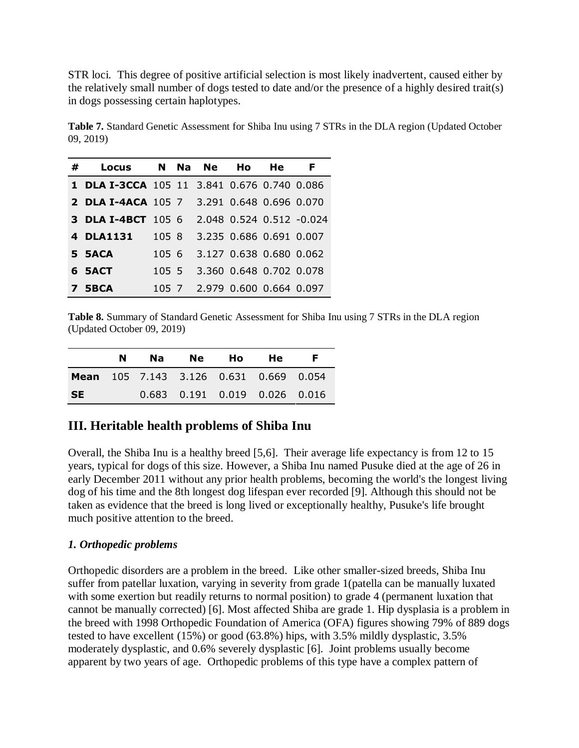STR loci. This degree of positive artificial selection is most likely inadvertent, caused either by the relatively small number of dogs tested to date and/or the presence of a highly desired trait(s) in dogs possessing certain haplotypes.

**Table 7.** Standard Genetic Assessment for Shiba Inu using 7 STRs in the DLA region (Updated October 09, 2019)

| # | Locus | N | Na | Ne | Ho | He | F |
|---|---|---|---|---|---|---|---|
| 1 | **DLA I-3CCA** | 105 | 11 | 3.841 | 0.676 | 0.740 | 0.086 |
| 2 | **DLA I-4ACA** | 105 | 7 | 3.291 | 0.648 | 0.696 | 0.070 |
| 3 | **DLA I-4BCT** | 105 | 6 | 2.048 | 0.524 | 0.512 | -0.024 |
| 4 | **DLA1131** | 105 | 8 | 3.235 | 0.686 | 0.691 | 0.007 |
| 5 | **5ACA** | 105 | 6 | 3.127 | 0.638 | 0.680 | 0.062 |
| 6 | **5ACT** | 105 | 5 | 3.360 | 0.648 | 0.702 | 0.078 |
| 7 | **5BCA** | 105 | 7 | 2.979 | 0.600 | 0.664 | 0.097 |

**Table 8.** Summary of Standard Genetic Assessment for Shiba Inu using 7 STRs in the DLA region (Updated October 09, 2019)

| | N | Na | Ne | Ho | He | F |
|---|---|---|---|---|---|---|
| **Mean** | 105 | 7.143 | 3.126 | 0.631 | 0.669 | 0.054 |
| **SE** | | 0.683 | 0.191 | 0.019 | 0.026 | 0.016 |

## III. Heritable health problems of Shiba Inu

Overall, the Shiba Inu is a healthy breed [5,6]. Their average life expectancy is from 12 to 15 years, typical for dogs of this size. However, a Shiba Inu named Pusuke died at the age of 26 in early December 2011 without any prior health problems, becoming the world's the longest living dog of his time and the 8th longest dog lifespan ever recorded [9]. Although this should not be taken as evidence that the breed is long lived or exceptionally healthy, Pusuke's life brought much positive attention to the breed.

### *1. Orthopedic problems*

Orthopedic disorders are a problem in the breed. Like other smaller-sized breeds, Shiba Inu suffer from patellar luxation, varying in severity from grade 1(patella can be manually luxated with some exertion but readily returns to normal position) to grade 4 (permanent luxation that cannot be manually corrected) [6]. Most affected Shiba are grade 1. Hip dysplasia is a problem in the breed with 1998 Orthopedic Foundation of America (OFA) figures showing 79% of 889 dogs tested to have excellent (15%) or good (63.8%) hips, with 3.5% mildly dysplastic, 3.5% moderately dysplastic, and 0.6% severely dysplastic [6]. Joint problems usually become apparent by two years of age. Orthopedic problems of this type have a complex pattern of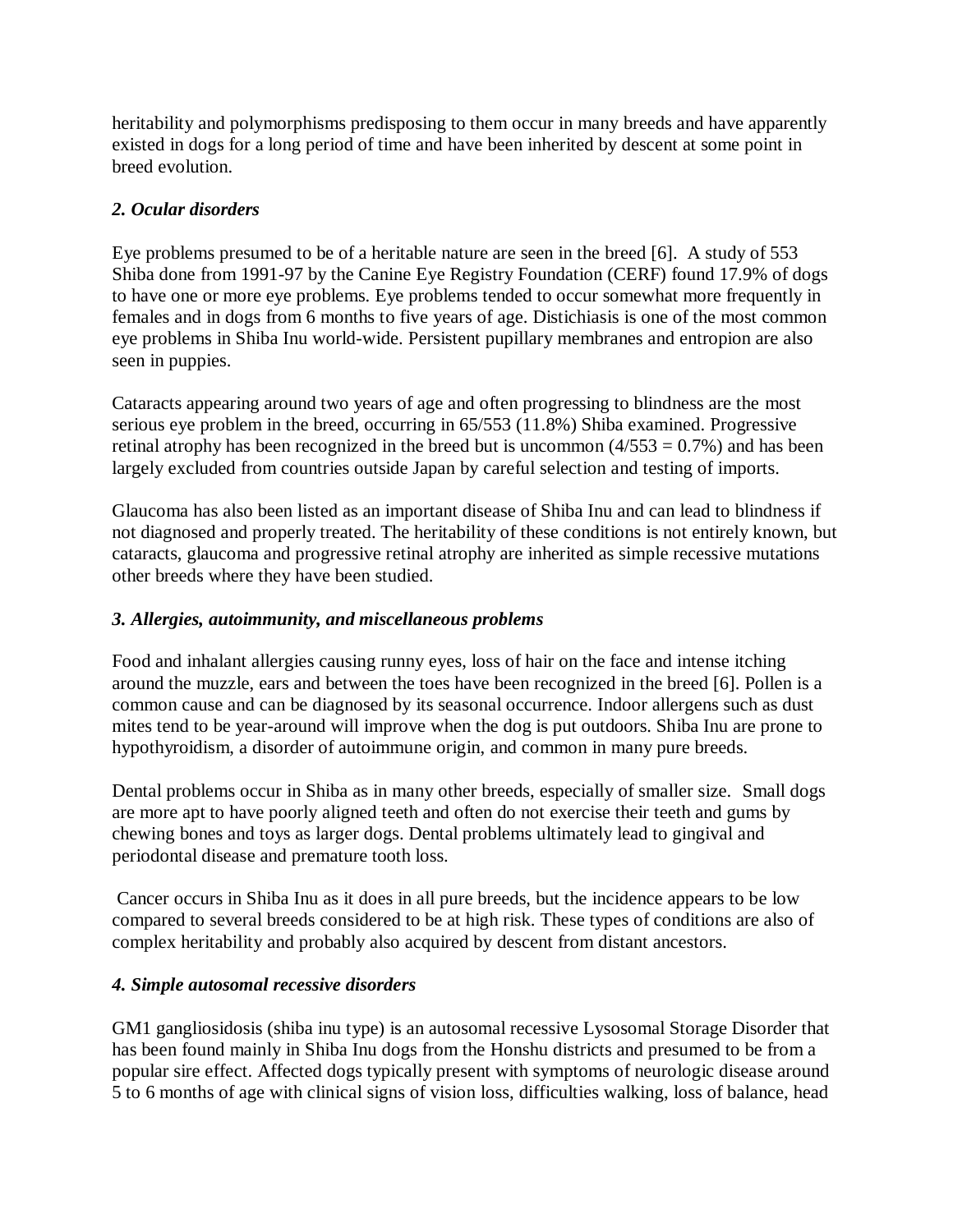heritability and polymorphisms predisposing to them occur in many breeds and have apparently existed in dogs for a long period of time and have been inherited by descent at some point in breed evolution.

### *2. Ocular disorders*

Eye problems presumed to be of a heritable nature are seen in the breed [6]. A study of 553 Shiba done from 1991-97 by the Canine Eye Registry Foundation (CERF) found 17.9% of dogs to have one or more eye problems. Eye problems tended to occur somewhat more frequently in females and in dogs from 6 months to five years of age. Distichiasis is one of the most common eye problems in Shiba Inu world-wide. Persistent pupillary membranes and entropion are also seen in puppies.

Cataracts appearing around two years of age and often progressing to blindness are the most serious eye problem in the breed, occurring in 65/553 (11.8%) Shiba examined. Progressive retinal atrophy has been recognized in the breed but is uncommon (4/553 = 0.7%) and has been largely excluded from countries outside Japan by careful selection and testing of imports.

Glaucoma has also been listed as an important disease of Shiba Inu and can lead to blindness if not diagnosed and properly treated. The heritability of these conditions is not entirely known, but cataracts, glaucoma and progressive retinal atrophy are inherited as simple recessive mutations other breeds where they have been studied.

### *3. Allergies, autoimmunity, and miscellaneous problems*

Food and inhalant allergies causing runny eyes, loss of hair on the face and intense itching around the muzzle, ears and between the toes have been recognized in the breed [6]. Pollen is a common cause and can be diagnosed by its seasonal occurrence. Indoor allergens such as dust mites tend to be year-around will improve when the dog is put outdoors. Shiba Inu are prone to hypothyroidism, a disorder of autoimmune origin, and common in many pure breeds.

Dental problems occur in Shiba as in many other breeds, especially of smaller size. Small dogs are more apt to have poorly aligned teeth and often do not exercise their teeth and gums by chewing bones and toys as larger dogs. Dental problems ultimately lead to gingival and periodontal disease and premature tooth loss.

Cancer occurs in Shiba Inu as it does in all pure breeds, but the incidence appears to be low compared to several breeds considered to be at high risk. These types of conditions are also of complex heritability and probably also acquired by descent from distant ancestors.

### *4. Simple autosomal recessive disorders*

GM1 gangliosidosis (shiba inu type) is an autosomal recessive Lysosomal Storage Disorder that has been found mainly in Shiba Inu dogs from the Honshu districts and presumed to be from a popular sire effect. Affected dogs typically present with symptoms of neurologic disease around 5 to 6 months of age with clinical signs of vision loss, difficulties walking, loss of balance, head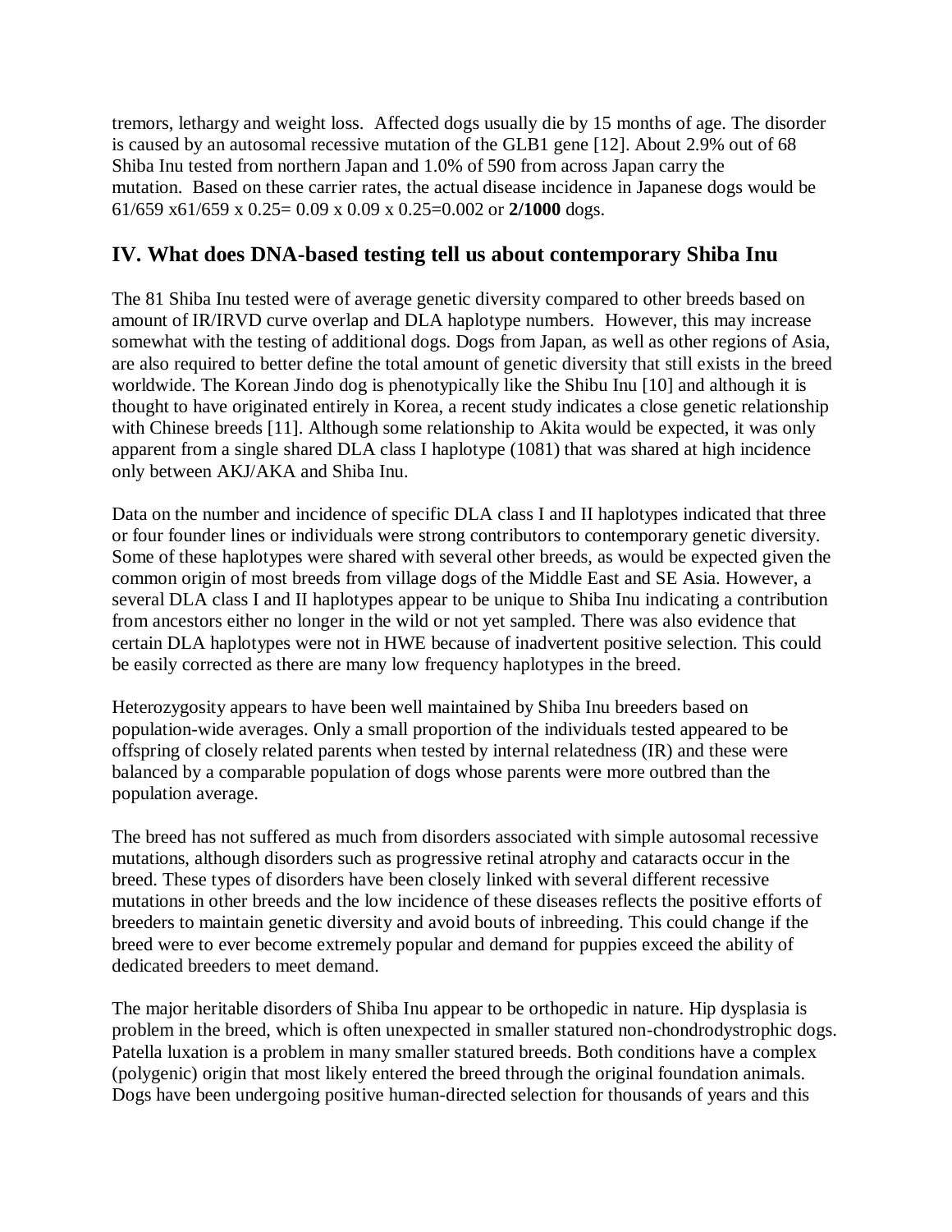tremors, lethargy and weight loss. Affected dogs usually die by 15 months of age. The disorder is caused by an autosomal recessive mutation of the GLB1 gene [12]. About 2.9% out of 68 Shiba Inu tested from northern Japan and 1.0% of 590 from across Japan carry the mutation. Based on these carrier rates, the actual disease incidence in Japanese dogs would be 61/659 x61/659 x 0.25= 0.09 x 0.09 x 0.25=0.002 or **2/1000** dogs.

## IV. What does DNA-based testing tell us about contemporary Shiba Inu

The 81 Shiba Inu tested were of average genetic diversity compared to other breeds based on amount of IR/IRVD curve overlap and DLA haplotype numbers. However, this may increase somewhat with the testing of additional dogs. Dogs from Japan, as well as other regions of Asia, are also required to better define the total amount of genetic diversity that still exists in the breed worldwide. The Korean Jindo dog is phenotypically like the Shibu Inu [10] and although it is thought to have originated entirely in Korea, a recent study indicates a close genetic relationship with Chinese breeds [11]. Although some relationship to Akita would be expected, it was only apparent from a single shared DLA class I haplotype (1081) that was shared at high incidence only between AKJ/AKA and Shiba Inu.

Data on the number and incidence of specific DLA class I and II haplotypes indicated that three or four founder lines or individuals were strong contributors to contemporary genetic diversity. Some of these haplotypes were shared with several other breeds, as would be expected given the common origin of most breeds from village dogs of the Middle East and SE Asia. However, a several DLA class I and II haplotypes appear to be unique to Shiba Inu indicating a contribution from ancestors either no longer in the wild or not yet sampled. There was also evidence that certain DLA haplotypes were not in HWE because of inadvertent positive selection. This could be easily corrected as there are many low frequency haplotypes in the breed.

Heterozygosity appears to have been well maintained by Shiba Inu breeders based on population-wide averages. Only a small proportion of the individuals tested appeared to be offspring of closely related parents when tested by internal relatedness (IR) and these were balanced by a comparable population of dogs whose parents were more outbred than the population average.

The breed has not suffered as much from disorders associated with simple autosomal recessive mutations, although disorders such as progressive retinal atrophy and cataracts occur in the breed. These types of disorders have been closely linked with several different recessive mutations in other breeds and the low incidence of these diseases reflects the positive efforts of breeders to maintain genetic diversity and avoid bouts of inbreeding. This could change if the breed were to ever become extremely popular and demand for puppies exceed the ability of dedicated breeders to meet demand.

The major heritable disorders of Shiba Inu appear to be orthopedic in nature. Hip dysplasia is problem in the breed, which is often unexpected in smaller statured non-chondrodystrophic dogs. Patella luxation is a problem in many smaller statured breeds. Both conditions have a complex (polygenic) origin that most likely entered the breed through the original foundation animals. Dogs have been undergoing positive human-directed selection for thousands of years and this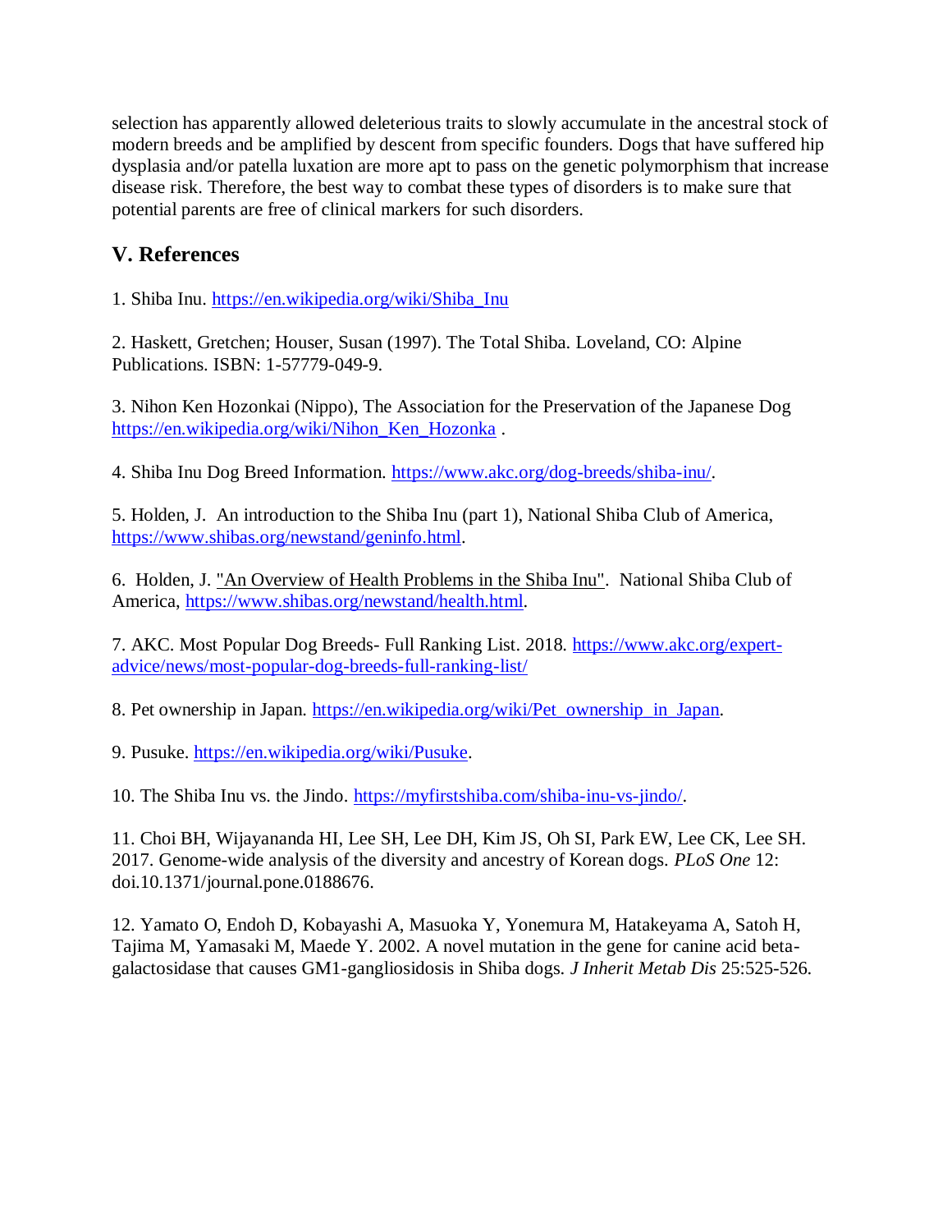selection has apparently allowed deleterious traits to slowly accumulate in the ancestral stock of modern breeds and be amplified by descent from specific founders. Dogs that have suffered hip dysplasia and/or patella luxation are more apt to pass on the genetic polymorphism that increase disease risk. Therefore, the best way to combat these types of disorders is to make sure that potential parents are free of clinical markers for such disorders.

## V. References

1. Shiba Inu. https://en.wikipedia.org/wiki/Shiba_Inu

2. Haskett, Gretchen; Houser, Susan (1997). The Total Shiba. Loveland, CO: Alpine Publications. ISBN: 1-57779-049-9.

3. Nihon Ken Hozonkai (Nippo), The Association for the Preservation of the Japanese Dog https://en.wikipedia.org/wiki/Nihon_Ken_Hozonka .

4. Shiba Inu Dog Breed Information. https://www.akc.org/dog-breeds/shiba-inu/.

5. Holden, J. An introduction to the Shiba Inu (part 1), National Shiba Club of America, https://www.shibas.org/newstand/geninfo.html.

6. Holden, J. "An Overview of Health Problems in the Shiba Inu". National Shiba Club of America, https://www.shibas.org/newstand/health.html.

7. AKC. Most Popular Dog Breeds- Full Ranking List. 2018. https://www.akc.org/expert-advice/news/most-popular-dog-breeds-full-ranking-list/

8. Pet ownership in Japan. https://en.wikipedia.org/wiki/Pet_ownership_in_Japan.

9. Pusuke. https://en.wikipedia.org/wiki/Pusuke.

10. The Shiba Inu vs. the Jindo. https://myfirstshiba.com/shiba-inu-vs-jindo/.

11. Choi BH, Wijayananda HI, Lee SH, Lee DH, Kim JS, Oh SI, Park EW, Lee CK, Lee SH. 2017. Genome-wide analysis of the diversity and ancestry of Korean dogs. *PLoS One* 12: doi.10.1371/journal.pone.0188676.

12. Yamato O, Endoh D, Kobayashi A, Masuoka Y, Yonemura M, Hatakeyama A, Satoh H, Tajima M, Yamasaki M, Maede Y. 2002. A novel mutation in the gene for canine acid beta-galactosidase that causes GM1-gangliosidosis in Shiba dogs. *J Inherit Metab Dis* 25:525-526.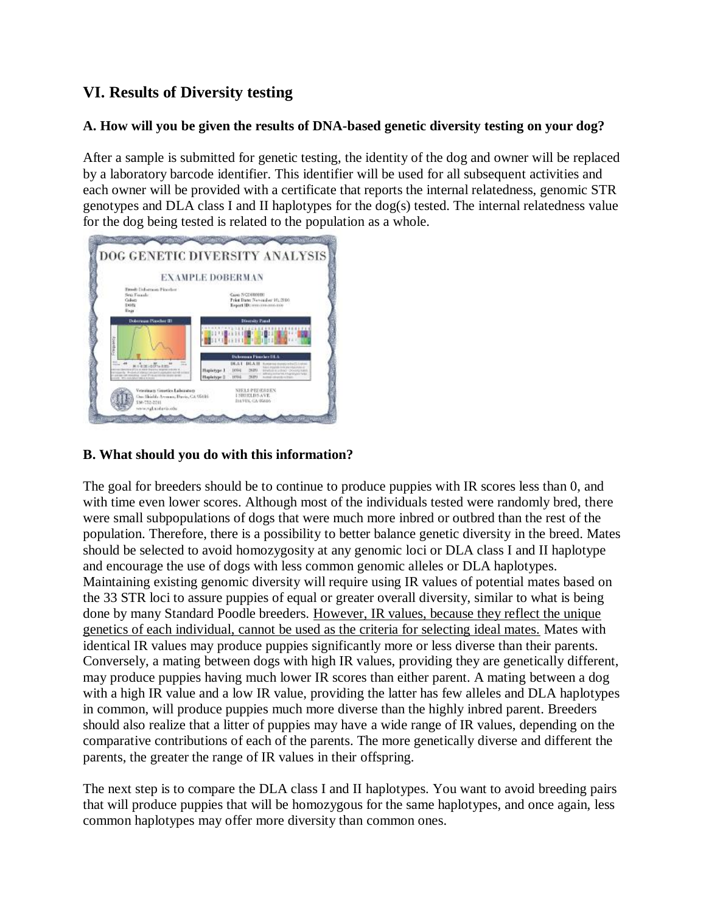## VI. Results of Diversity testing

### A. How will you be given the results of DNA-based genetic diversity testing on your dog?

After a sample is submitted for genetic testing, the identity of the dog and owner will be replaced by a laboratory barcode identifier. This identifier will be used for all subsequent activities and each owner will be provided with a certificate that reports the internal relatedness, genomic STR genotypes and DLA class I and II haplotypes for the dog(s) tested. The internal relatedness value for the dog being tested is related to the population as a whole.

### B. What should you do with this information?

The goal for breeders should be to continue to produce puppies with IR scores less than 0, and with time even lower scores. Although most of the individuals tested were randomly bred, there were small subpopulations of dogs that were much more inbred or outbred than the rest of the population. Therefore, there is a possibility to better balance genetic diversity in the breed. Mates should be selected to avoid homozygosity at any genomic loci or DLA class I and II haplotype and encourage the use of dogs with less common genomic alleles or DLA haplotypes. Maintaining existing genomic diversity will require using IR values of potential mates based on the 33 STR loci to assure puppies of equal or greater overall diversity, similar to what is being done by many Standard Poodle breeders. <u>However, IR values, because they reflect the unique genetics of each individual, cannot be used as the criteria for selecting ideal mates.</u> Mates with identical IR values may produce puppies significantly more or less diverse than their parents. Conversely, a mating between dogs with high IR values, providing they are genetically different, may produce puppies having much lower IR scores than either parent. A mating between a dog with a high IR value and a low IR value, providing the latter has few alleles and DLA haplotypes in common, will produce puppies much more diverse than the highly inbred parent. Breeders should also realize that a litter of puppies may have a wide range of IR values, depending on the comparative contributions of each of the parents. The more genetically diverse and different the parents, the greater the range of IR values in their offspring.

The next step is to compare the DLA class I and II haplotypes. You want to avoid breeding pairs that will produce puppies that will be homozygous for the same haplotypes, and once again, less common haplotypes may offer more diversity than common ones.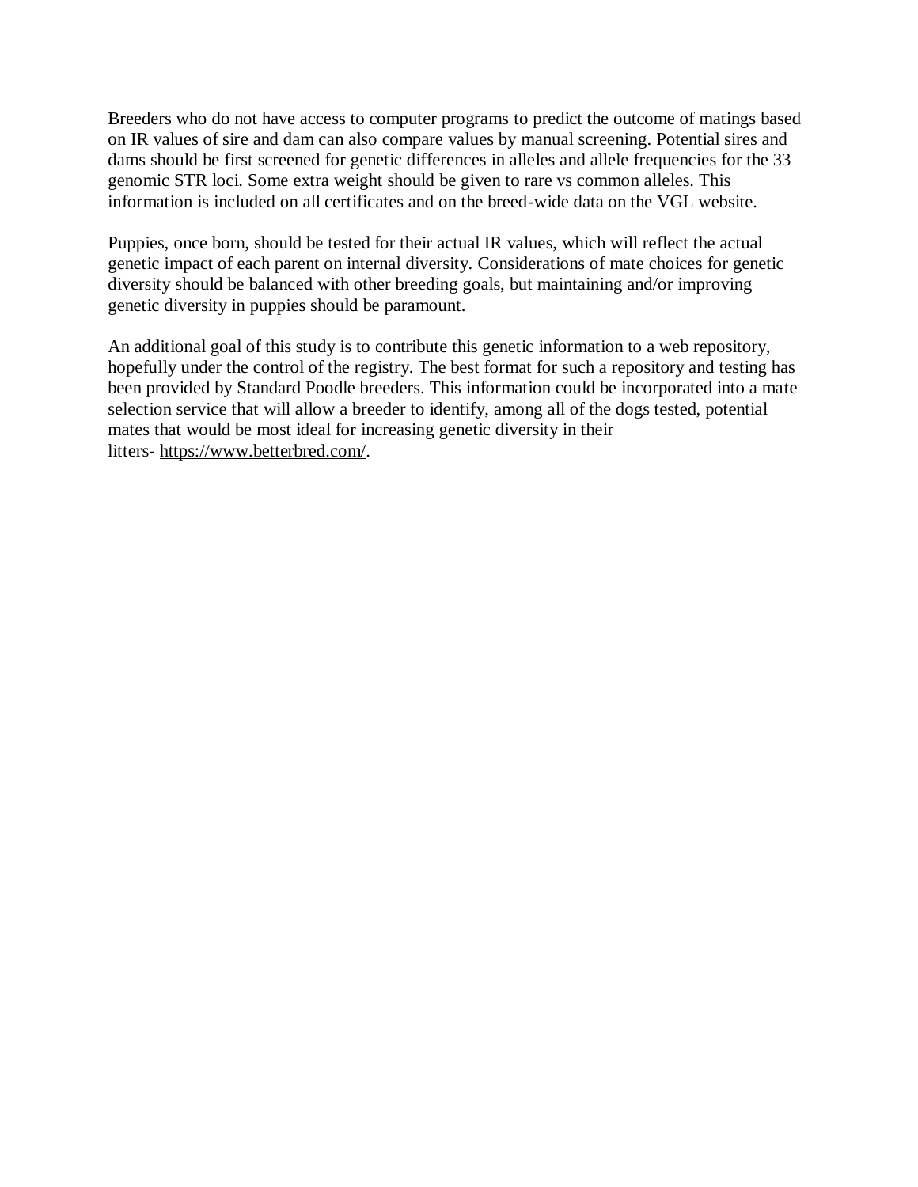Breeders who do not have access to computer programs to predict the outcome of matings based on IR values of sire and dam can also compare values by manual screening. Potential sires and dams should be first screened for genetic differences in alleles and allele frequencies for the 33 genomic STR loci. Some extra weight should be given to rare vs common alleles. This information is included on all certificates and on the breed-wide data on the VGL website.

Puppies, once born, should be tested for their actual IR values, which will reflect the actual genetic impact of each parent on internal diversity. Considerations of mate choices for genetic diversity should be balanced with other breeding goals, but maintaining and/or improving genetic diversity in puppies should be paramount.

An additional goal of this study is to contribute this genetic information to a web repository, hopefully under the control of the registry. The best format for such a repository and testing has been provided by Standard Poodle breeders. This information could be incorporated into a mate selection service that will allow a breeder to identify, among all of the dogs tested, potential mates that would be most ideal for increasing genetic diversity in their litters- https://www.betterbred.com/.